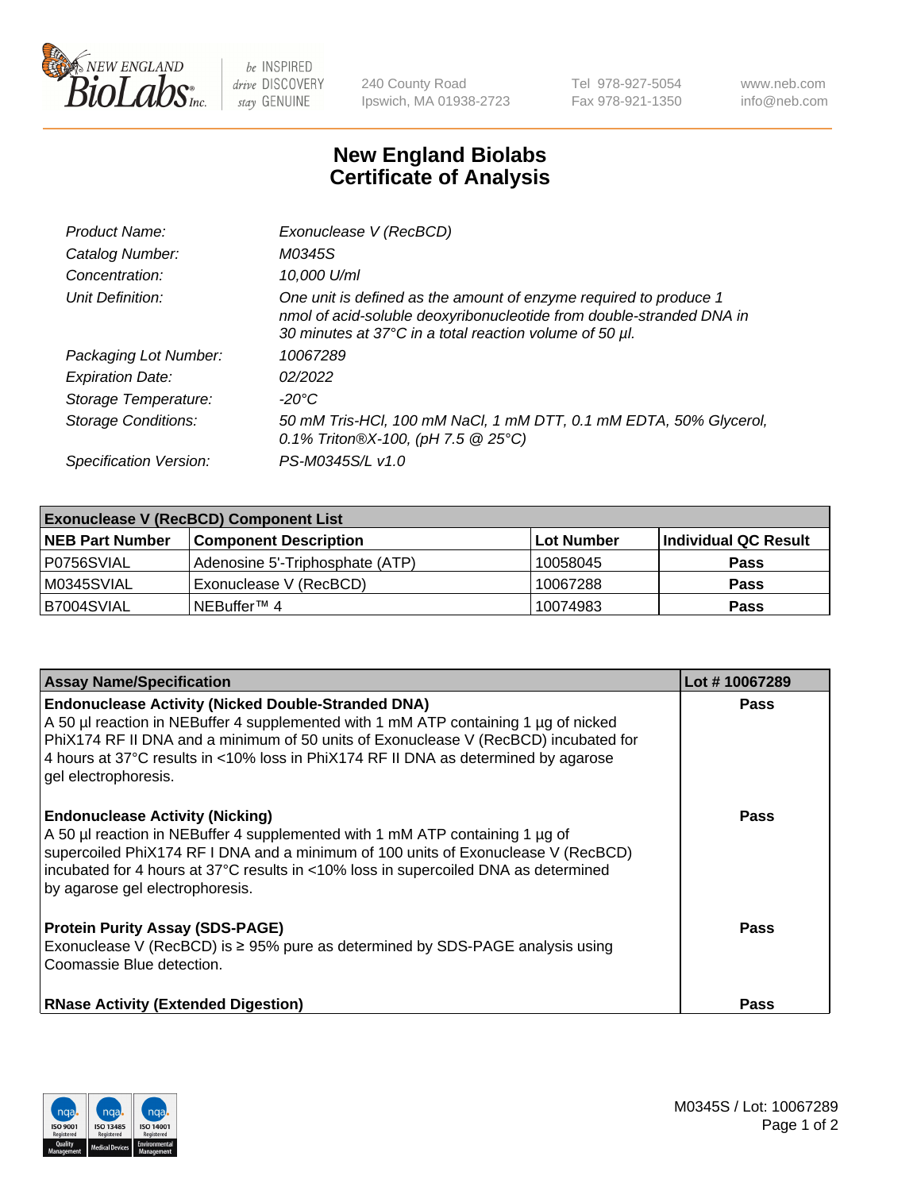# New England Biolabs Certificate of Analysis

| | |
|---|---|
| *Product Name:* | *Exonuclease V (RecBCD)* |
| *Catalog Number:* | *M0345S* |
| *Concentration:* | *10,000 U/ml* |
| *Unit Definition:* | *One unit is defined as the amount of enzyme required to produce 1 nmol of acid-soluble deoxyribonucleotide from double-stranded DNA in 30 minutes at 37°C in a total reaction volume of 50 µl.* |
| *Packaging Lot Number:* | *10067289* |
| *Expiration Date:* | *02/2022* |
| *Storage Temperature:* | *-20°C* |
| *Storage Conditions:* | *50 mM Tris-HCl, 100 mM NaCl, 1 mM DTT, 0.1 mM EDTA, 50% Glycerol, 0.1% Triton®X-100, (pH 7.5 @ 25°C)* |
| *Specification Version:* | *PS-M0345S/L v1.0* |

| **Exonuclease V (RecBCD) Component List** | | | |
|---|---|---|---|
| **NEB Part Number** | **Component Description** | **Lot Number** | **Individual QC Result** |
| P0756SVIAL | Adenosine 5'-Triphosphate (ATP) | 10058045 | **Pass** |
| M0345SVIAL | Exonuclease V (RecBCD) | 10067288 | **Pass** |
| B7004SVIAL | NEBuffer™ 4 | 10074983 | **Pass** |

| **Assay Name/Specification** | **Lot # 10067289** |
|---|---|
| **Endonuclease Activity (Nicked Double-Stranded DNA)** A 50 µl reaction in NEBuffer 4 supplemented with 1 mM ATP containing 1 µg of nicked PhiX174 RF II DNA and a minimum of 50 units of Exonuclease V (RecBCD) incubated for 4 hours at 37°C results in <10% loss in PhiX174 RF II DNA as determined by agarose gel electrophoresis. | **Pass** |
| **Endonuclease Activity (Nicking)** A 50 µl reaction in NEBuffer 4 supplemented with 1 mM ATP containing 1 µg of supercoiled PhiX174 RF I DNA and a minimum of 100 units of Exonuclease V (RecBCD) incubated for 4 hours at 37°C results in <10% loss in supercoiled DNA as determined by agarose gel electrophoresis. | **Pass** |
| **Protein Purity Assay (SDS-PAGE)** Exonuclease V (RecBCD) is ≥ 95% pure as determined by SDS-PAGE analysis using Coomassie Blue detection. | **Pass** |
| **RNase Activity (Extended Digestion)** | **Pass** |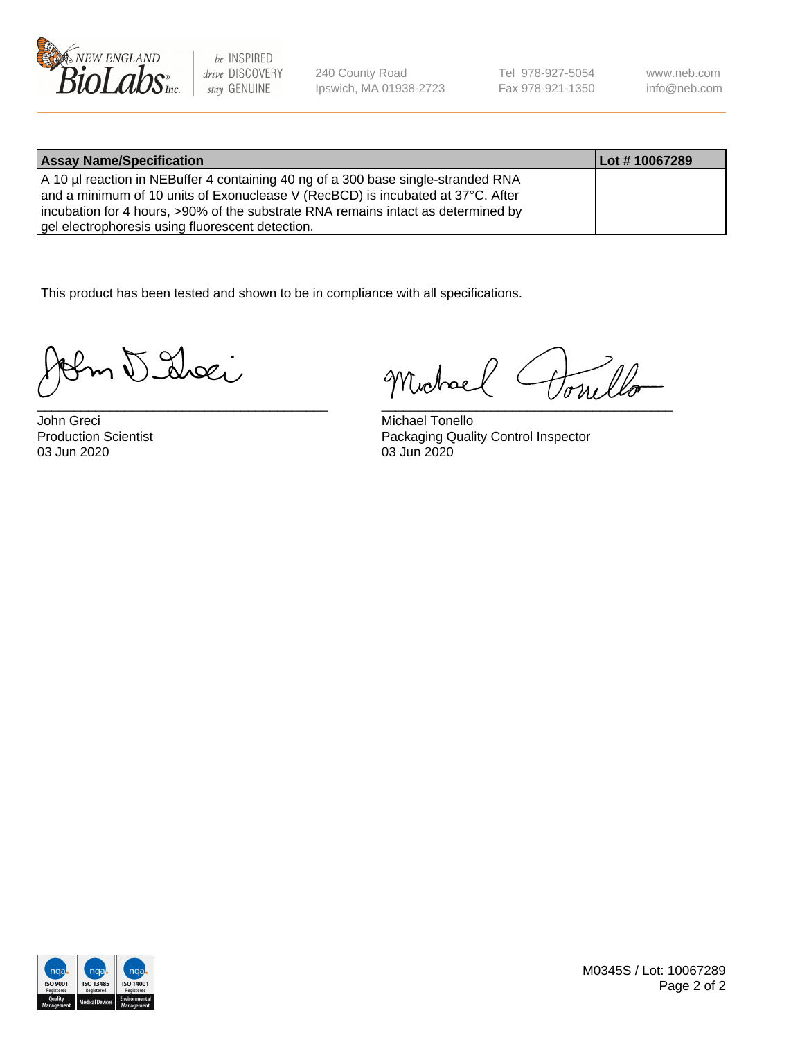| Assay Name/Specification | Lot # 10067289 |
| --- | --- |
| A 10 µl reaction in NEBuffer 4 containing 40 ng of a 300 base single-stranded RNA and a minimum of 10 units of Exonuclease V (RecBCD) is incubated at 37°C. After incubation for 4 hours, >90% of the substrate RNA remains intact as determined by gel electrophoresis using fluorescent detection. | |

This product has been tested and shown to be in compliance with all specifications.

John Greci
Production Scientist
03 Jun 2020

Michael Tonello
Packaging Quality Control Inspector
03 Jun 2020

M0345S / Lot: 10067289